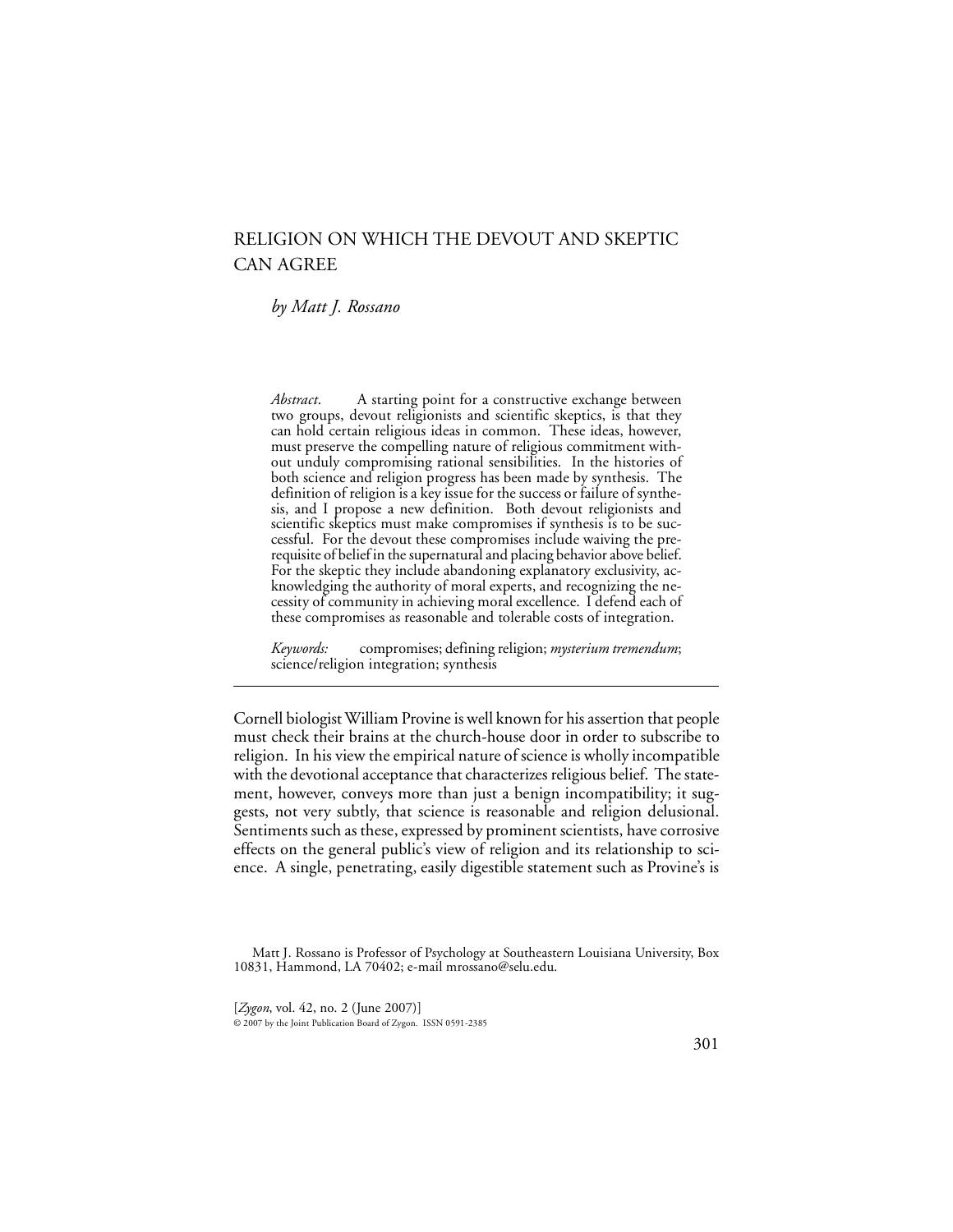# RELIGION ON WHICH THE DEVOUT AND SKEPTIC CAN AGREE

*by Matt J. Rossano*

*Abstract.* A starting point for a constructive exchange between two groups, devout religionists and scientific skeptics, is that they can hold certain religious ideas in common. These ideas, however, must preserve the compelling nature of religious commitment without unduly compromising rational sensibilities. In the histories of both science and religion progress has been made by synthesis. The definition of religion is a key issue for the success or failure of synthesis, and I propose a new definition. Both devout religionists and scientific skeptics must make compromises if synthesis is to be successful. For the devout these compromises include waiving the prerequisite of belief in the supernatural and placing behavior above belief. For the skeptic they include abandoning explanatory exclusivity, acknowledging the authority of moral experts, and recognizing the necessity of community in achieving moral excellence. I defend each of these compromises as reasonable and tolerable costs of integration.

*Keywords:* compromises; defining religion; *mysterium tremendum*; science/religion integration; synthesis

---

Cornell biologist William Provine is well known for his assertion that people must check their brains at the church-house door in order to subscribe to religion. In his view the empirical nature of science is wholly incompatible with the devotional acceptance that characterizes religious belief. The statement, however, conveys more than just a benign incompatibility; it suggests, not very subtly, that science is reasonable and religion delusional. Sentiments such as these, expressed by prominent scientists, have corrosive effects on the general public's view of religion and its relationship to science. A single, penetrating, easily digestible statement such as Provine's is

Matt J. Rossano is Professor of Psychology at Southeastern Louisiana University, Box 10831, Hammond, LA 70402; e-mail mrossano@selu.edu.

[*Zygon*, vol. 42, no. 2 (June 2007)]
© 2007 by the Joint Publication Board of Zygon. ISSN 0591-2385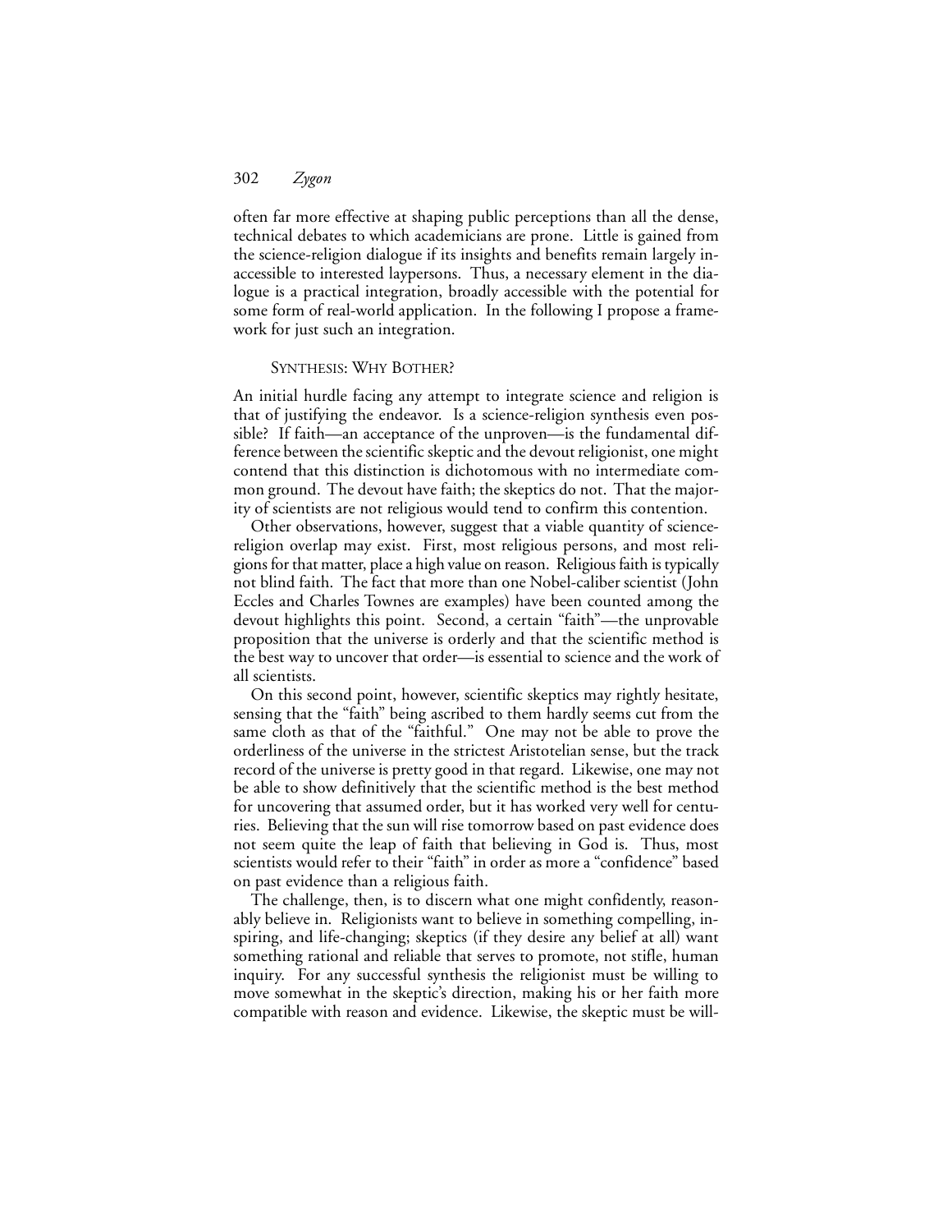often far more effective at shaping public perceptions than all the dense, technical debates to which academicians are prone. Little is gained from the science-religion dialogue if its insights and benefits remain largely inaccessible to interested laypersons. Thus, a necessary element in the dialogue is a practical integration, broadly accessible with the potential for some form of real-world application. In the following I propose a framework for just such an integration.

## SYNTHESIS: WHY BOTHER?

An initial hurdle facing any attempt to integrate science and religion is that of justifying the endeavor. Is a science-religion synthesis even possible? If faith—an acceptance of the unproven—is the fundamental difference between the scientific skeptic and the devout religionist, one might contend that this distinction is dichotomous with no intermediate common ground. The devout have faith; the skeptics do not. That the majority of scientists are not religious would tend to confirm this contention.

Other observations, however, suggest that a viable quantity of science-religion overlap may exist. First, most religious persons, and most religions for that matter, place a high value on reason. Religious faith is typically not blind faith. The fact that more than one Nobel-caliber scientist (John Eccles and Charles Townes are examples) have been counted among the devout highlights this point. Second, a certain "faith"—the unprovable proposition that the universe is orderly and that the scientific method is the best way to uncover that order—is essential to science and the work of all scientists.

On this second point, however, scientific skeptics may rightly hesitate, sensing that the "faith" being ascribed to them hardly seems cut from the same cloth as that of the "faithful." One may not be able to prove the orderliness of the universe in the strictest Aristotelian sense, but the track record of the universe is pretty good in that regard. Likewise, one may not be able to show definitively that the scientific method is the best method for uncovering that assumed order, but it has worked very well for centuries. Believing that the sun will rise tomorrow based on past evidence does not seem quite the leap of faith that believing in God is. Thus, most scientists would refer to their "faith" in order as more a "confidence" based on past evidence than a religious faith.

The challenge, then, is to discern what one might confidently, reasonably believe in. Religionists want to believe in something compelling, inspiring, and life-changing; skeptics (if they desire any belief at all) want something rational and reliable that serves to promote, not stifle, human inquiry. For any successful synthesis the religionist must be willing to move somewhat in the skeptic's direction, making his or her faith more compatible with reason and evidence. Likewise, the skeptic must be will-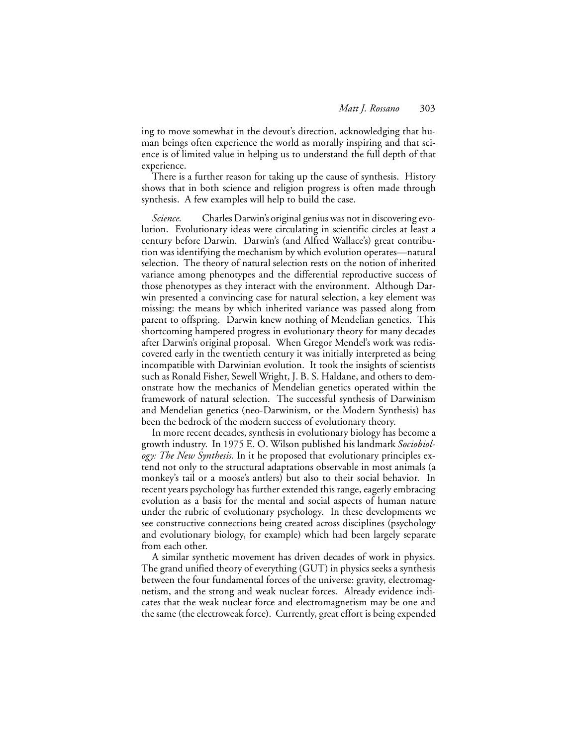ing to move somewhat in the devout's direction, acknowledging that human beings often experience the world as morally inspiring and that science is of limited value in helping us to understand the full depth of that experience.

There is a further reason for taking up the cause of synthesis. History shows that in both science and religion progress is often made through synthesis. A few examples will help to build the case.

*Science*. Charles Darwin's original genius was not in discovering evolution. Evolutionary ideas were circulating in scientific circles at least a century before Darwin. Darwin's (and Alfred Wallace's) great contribution was identifying the mechanism by which evolution operates—natural selection. The theory of natural selection rests on the notion of inherited variance among phenotypes and the differential reproductive success of those phenotypes as they interact with the environment. Although Darwin presented a convincing case for natural selection, a key element was missing: the means by which inherited variance was passed along from parent to offspring. Darwin knew nothing of Mendelian genetics. This shortcoming hampered progress in evolutionary theory for many decades after Darwin's original proposal. When Gregor Mendel's work was rediscovered early in the twentieth century it was initially interpreted as being incompatible with Darwinian evolution. It took the insights of scientists such as Ronald Fisher, Sewell Wright, J. B. S. Haldane, and others to demonstrate how the mechanics of Mendelian genetics operated within the framework of natural selection. The successful synthesis of Darwinism and Mendelian genetics (neo-Darwinism, or the Modern Synthesis) has been the bedrock of the modern success of evolutionary theory.

In more recent decades, synthesis in evolutionary biology has become a growth industry. In 1975 E. O. Wilson published his landmark *Sociobiology: The New Synthesis.* In it he proposed that evolutionary principles extend not only to the structural adaptations observable in most animals (a monkey's tail or a moose's antlers) but also to their social behavior. In recent years psychology has further extended this range, eagerly embracing evolution as a basis for the mental and social aspects of human nature under the rubric of evolutionary psychology. In these developments we see constructive connections being created across disciplines (psychology and evolutionary biology, for example) which had been largely separate from each other.

A similar synthetic movement has driven decades of work in physics. The grand unified theory of everything (GUT) in physics seeks a synthesis between the four fundamental forces of the universe: gravity, electromagnetism, and the strong and weak nuclear forces. Already evidence indicates that the weak nuclear force and electromagnetism may be one and the same (the electroweak force). Currently, great effort is being expended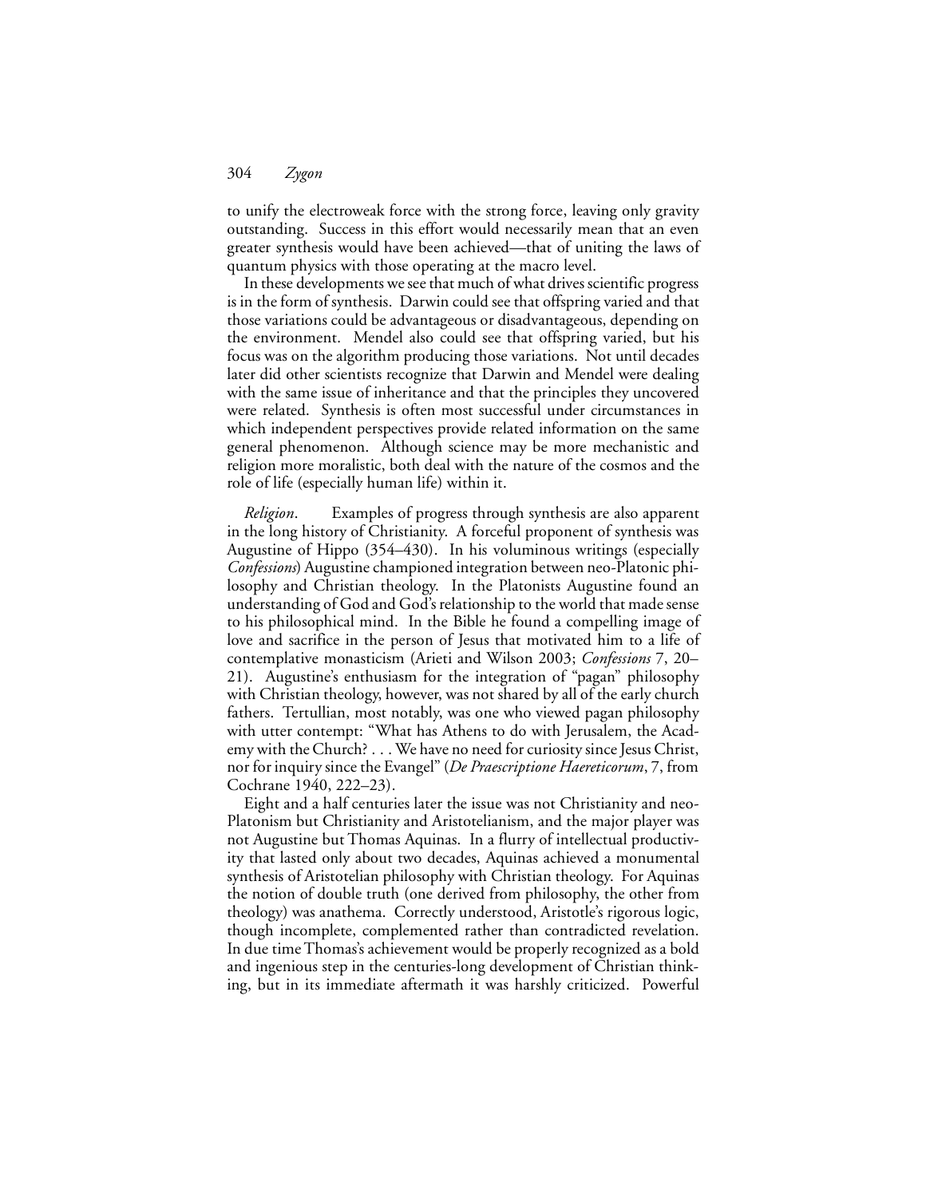to unify the electroweak force with the strong force, leaving only gravity outstanding. Success in this effort would necessarily mean that an even greater synthesis would have been achieved—that of uniting the laws of quantum physics with those operating at the macro level.

In these developments we see that much of what drives scientific progress is in the form of synthesis. Darwin could see that offspring varied and that those variations could be advantageous or disadvantageous, depending on the environment. Mendel also could see that offspring varied, but his focus was on the algorithm producing those variations. Not until decades later did other scientists recognize that Darwin and Mendel were dealing with the same issue of inheritance and that the principles they uncovered were related. Synthesis is often most successful under circumstances in which independent perspectives provide related information on the same general phenomenon. Although science may be more mechanistic and religion more moralistic, both deal with the nature of the cosmos and the role of life (especially human life) within it.

*Religion*. Examples of progress through synthesis are also apparent in the long history of Christianity. A forceful proponent of synthesis was Augustine of Hippo (354–430). In his voluminous writings (especially *Confessions*) Augustine championed integration between neo-Platonic philosophy and Christian theology. In the Platonists Augustine found an understanding of God and God's relationship to the world that made sense to his philosophical mind. In the Bible he found a compelling image of love and sacrifice in the person of Jesus that motivated him to a life of contemplative monasticism (Arieti and Wilson 2003; *Confessions* 7, 20–21). Augustine's enthusiasm for the integration of "pagan" philosophy with Christian theology, however, was not shared by all of the early church fathers. Tertullian, most notably, was one who viewed pagan philosophy with utter contempt: "What has Athens to do with Jerusalem, the Academy with the Church? . . . We have no need for curiosity since Jesus Christ, nor for inquiry since the Evangel" (*De Praescriptione Haereticorum*, 7, from Cochrane 1940, 222–23).

Eight and a half centuries later the issue was not Christianity and neo-Platonism but Christianity and Aristotelianism, and the major player was not Augustine but Thomas Aquinas. In a flurry of intellectual productivity that lasted only about two decades, Aquinas achieved a monumental synthesis of Aristotelian philosophy with Christian theology. For Aquinas the notion of double truth (one derived from philosophy, the other from theology) was anathema. Correctly understood, Aristotle's rigorous logic, though incomplete, complemented rather than contradicted revelation. In due time Thomas's achievement would be properly recognized as a bold and ingenious step in the centuries-long development of Christian thinking, but in its immediate aftermath it was harshly criticized. Powerful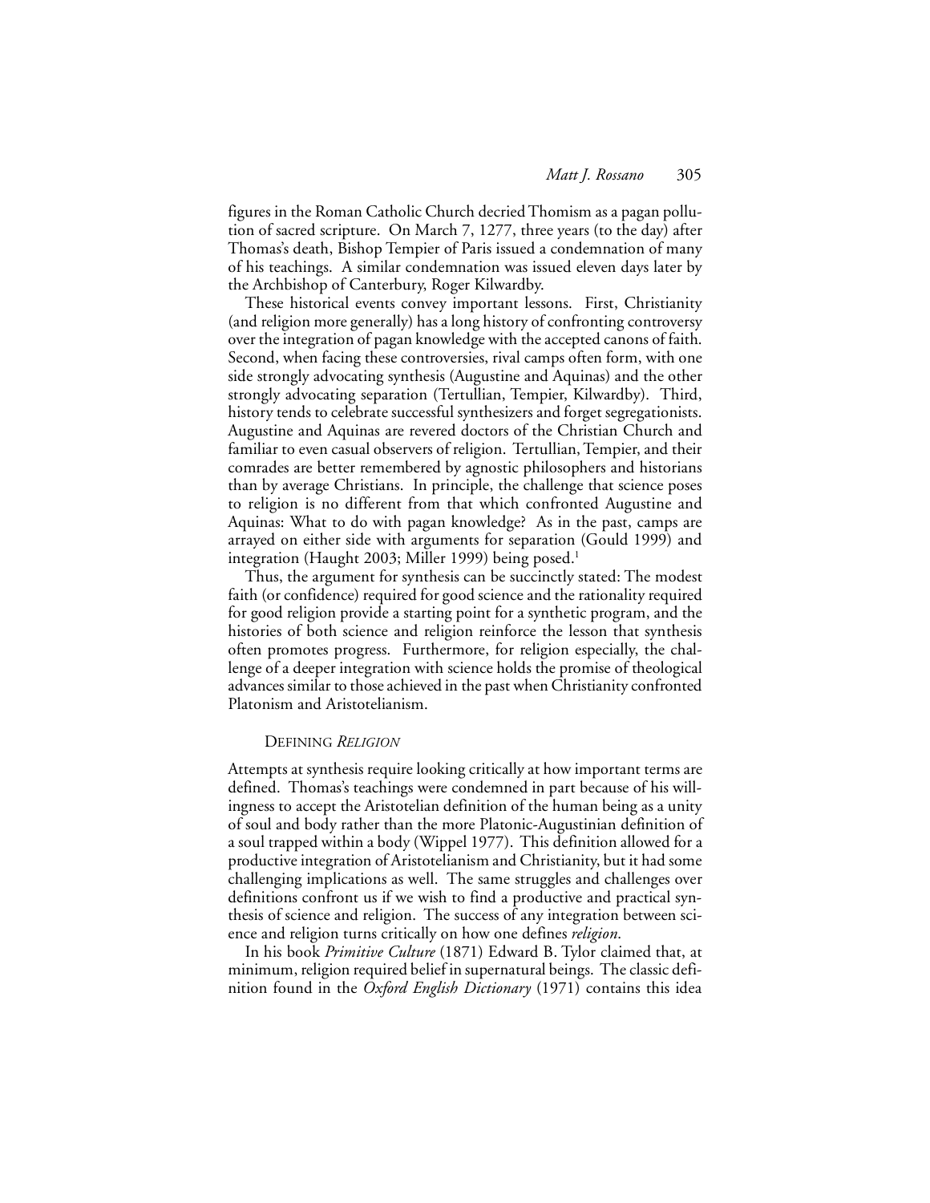figures in the Roman Catholic Church decried Thomism as a pagan pollution of sacred scripture. On March 7, 1277, three years (to the day) after Thomas's death, Bishop Tempier of Paris issued a condemnation of many of his teachings. A similar condemnation was issued eleven days later by the Archbishop of Canterbury, Roger Kilwardby.

These historical events convey important lessons. First, Christianity (and religion more generally) has a long history of confronting controversy over the integration of pagan knowledge with the accepted canons of faith. Second, when facing these controversies, rival camps often form, with one side strongly advocating synthesis (Augustine and Aquinas) and the other strongly advocating separation (Tertullian, Tempier, Kilwardby). Third, history tends to celebrate successful synthesizers and forget segregationists. Augustine and Aquinas are revered doctors of the Christian Church and familiar to even casual observers of religion. Tertullian, Tempier, and their comrades are better remembered by agnostic philosophers and historians than by average Christians. In principle, the challenge that science poses to religion is no different from that which confronted Augustine and Aquinas: What to do with pagan knowledge? As in the past, camps are arrayed on either side with arguments for separation (Gould 1999) and integration (Haught 2003; Miller 1999) being posed.[1]

Thus, the argument for synthesis can be succinctly stated: The modest faith (or confidence) required for good science and the rationality required for good religion provide a starting point for a synthetic program, and the histories of both science and religion reinforce the lesson that synthesis often promotes progress. Furthermore, for religion especially, the challenge of a deeper integration with science holds the promise of theological advances similar to those achieved in the past when Christianity confronted Platonism and Aristotelianism.

## Defining *Religion*

Attempts at synthesis require looking critically at how important terms are defined. Thomas's teachings were condemned in part because of his willingness to accept the Aristotelian definition of the human being as a unity of soul and body rather than the more Platonic-Augustinian definition of a soul trapped within a body (Wippel 1977). This definition allowed for a productive integration of Aristotelianism and Christianity, but it had some challenging implications as well. The same struggles and challenges over definitions confront us if we wish to find a productive and practical synthesis of science and religion. The success of any integration between science and religion turns critically on how one defines *religion*.

In his book *Primitive Culture* (1871) Edward B. Tylor claimed that, at minimum, religion required belief in supernatural beings. The classic definition found in the *Oxford English Dictionary* (1971) contains this idea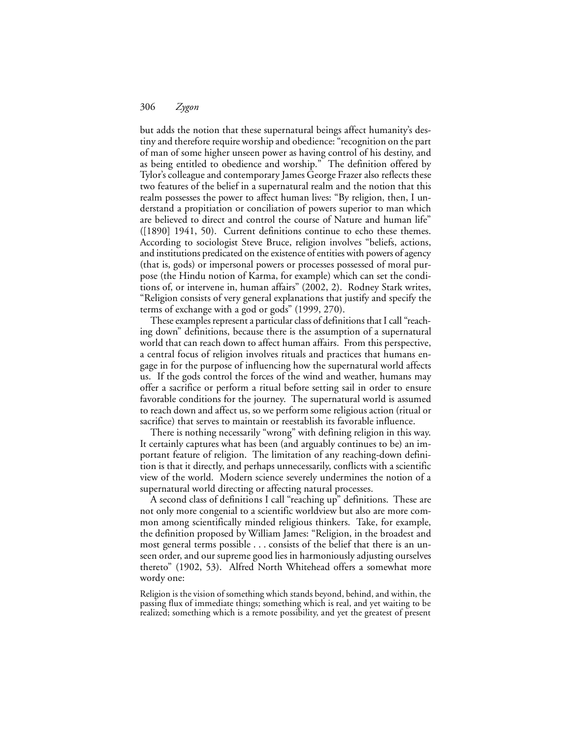but adds the notion that these supernatural beings affect humanity's destiny and therefore require worship and obedience: "recognition on the part of man of some higher unseen power as having control of his destiny, and as being entitled to obedience and worship." The definition offered by Tylor's colleague and contemporary James George Frazer also reflects these two features of the belief in a supernatural realm and the notion that this realm possesses the power to affect human lives: "By religion, then, I understand a propitiation or conciliation of powers superior to man which are believed to direct and control the course of Nature and human life" ([1890] 1941, 50). Current definitions continue to echo these themes. According to sociologist Steve Bruce, religion involves "beliefs, actions, and institutions predicated on the existence of entities with powers of agency (that is, gods) or impersonal powers or processes possessed of moral purpose (the Hindu notion of Karma, for example) which can set the conditions of, or intervene in, human affairs" (2002, 2). Rodney Stark writes, "Religion consists of very general explanations that justify and specify the terms of exchange with a god or gods" (1999, 270).

These examples represent a particular class of definitions that I call "reaching down" definitions, because there is the assumption of a supernatural world that can reach down to affect human affairs. From this perspective, a central focus of religion involves rituals and practices that humans engage in for the purpose of influencing how the supernatural world affects us. If the gods control the forces of the wind and weather, humans may offer a sacrifice or perform a ritual before setting sail in order to ensure favorable conditions for the journey. The supernatural world is assumed to reach down and affect us, so we perform some religious action (ritual or sacrifice) that serves to maintain or reestablish its favorable influence.

There is nothing necessarily "wrong" with defining religion in this way. It certainly captures what has been (and arguably continues to be) an important feature of religion. The limitation of any reaching-down definition is that it directly, and perhaps unnecessarily, conflicts with a scientific view of the world. Modern science severely undermines the notion of a supernatural world directing or affecting natural processes.

A second class of definitions I call "reaching up" definitions. These are not only more congenial to a scientific worldview but also are more common among scientifically minded religious thinkers. Take, for example, the definition proposed by William James: "Religion, in the broadest and most general terms possible . . . consists of the belief that there is an unseen order, and our supreme good lies in harmoniously adjusting ourselves thereto" (1902, 53). Alfred North Whitehead offers a somewhat more wordy one:

> Religion is the vision of something which stands beyond, behind, and within, the passing flux of immediate things; something which is real, and yet waiting to be realized; something which is a remote possibility, and yet the greatest of present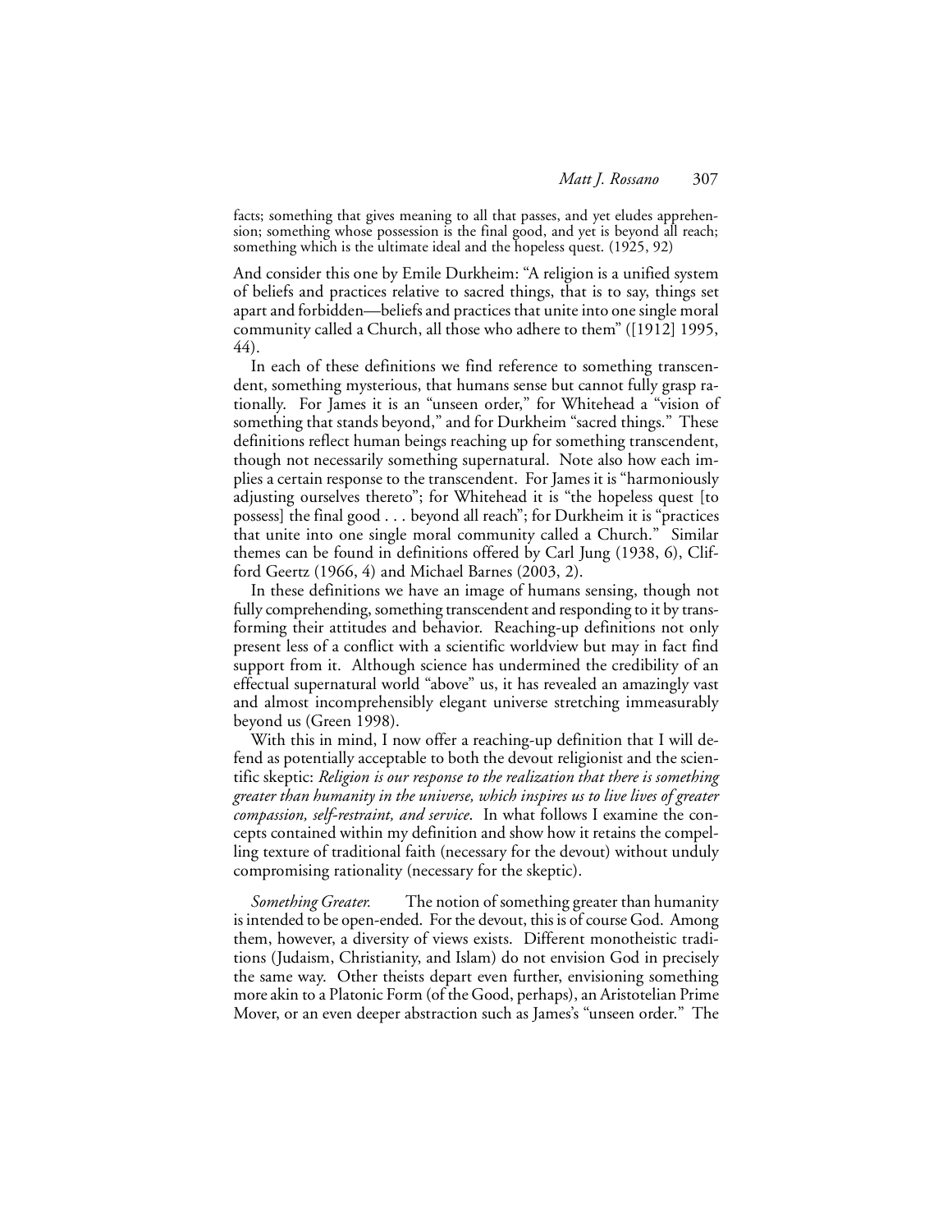> facts; something that gives meaning to all that passes, and yet eludes apprehension; something whose possession is the final good, and yet is beyond all reach; something which is the ultimate ideal and the hopeless quest. (1925, 92)

And consider this one by Emile Durkheim: "A religion is a unified system of beliefs and practices relative to sacred things, that is to say, things set apart and forbidden—beliefs and practices that unite into one single moral community called a Church, all those who adhere to them" ([1912] 1995, 44).

In each of these definitions we find reference to something transcendent, something mysterious, that humans sense but cannot fully grasp rationally. For James it is an "unseen order," for Whitehead a "vision of something that stands beyond," and for Durkheim "sacred things." These definitions reflect human beings reaching up for something transcendent, though not necessarily something supernatural. Note also how each implies a certain response to the transcendent. For James it is "harmoniously adjusting ourselves thereto"; for Whitehead it is "the hopeless quest [to possess] the final good . . . beyond all reach"; for Durkheim it is "practices that unite into one single moral community called a Church." Similar themes can be found in definitions offered by Carl Jung (1938, 6), Clifford Geertz (1966, 4) and Michael Barnes (2003, 2).

In these definitions we have an image of humans sensing, though not fully comprehending, something transcendent and responding to it by transforming their attitudes and behavior. Reaching-up definitions not only present less of a conflict with a scientific worldview but may in fact find support from it. Although science has undermined the credibility of an effectual supernatural world "above" us, it has revealed an amazingly vast and almost incomprehensibly elegant universe stretching immeasurably beyond us (Green 1998).

With this in mind, I now offer a reaching-up definition that I will defend as potentially acceptable to both the devout religionist and the scientific skeptic: *Religion is our response to the realization that there is something greater than humanity in the universe, which inspires us to live lives of greater compassion, self-restraint, and service*. In what follows I examine the concepts contained within my definition and show how it retains the compelling texture of traditional faith (necessary for the devout) without unduly compromising rationality (necessary for the skeptic).

*Something Greater.* The notion of something greater than humanity is intended to be open-ended. For the devout, this is of course God. Among them, however, a diversity of views exists. Different monotheistic traditions (Judaism, Christianity, and Islam) do not envision God in precisely the same way. Other theists depart even further, envisioning something more akin to a Platonic Form (of the Good, perhaps), an Aristotelian Prime Mover, or an even deeper abstraction such as James's "unseen order." The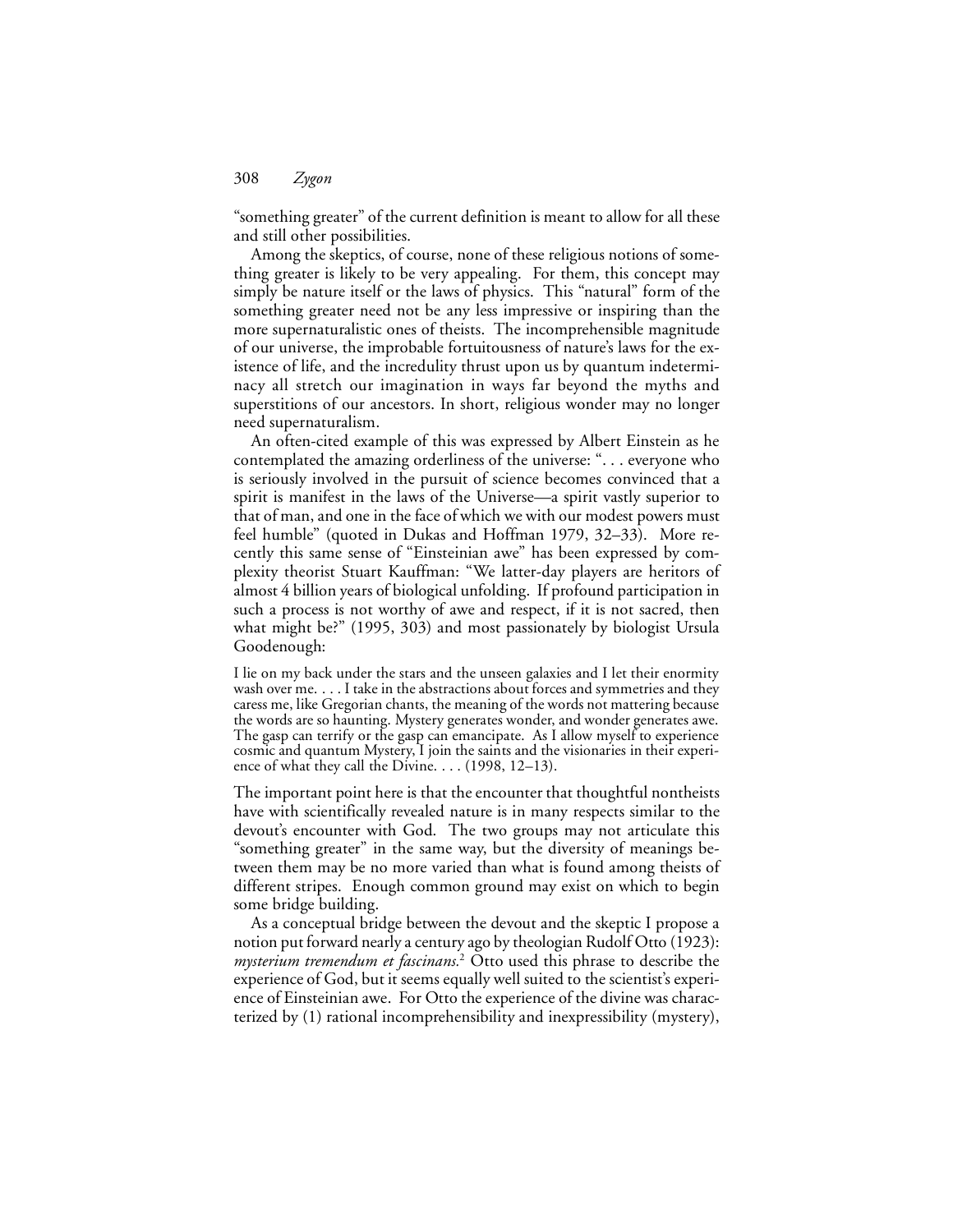"something greater" of the current definition is meant to allow for all these and still other possibilities.

Among the skeptics, of course, none of these religious notions of something greater is likely to be very appealing. For them, this concept may simply be nature itself or the laws of physics. This "natural" form of the something greater need not be any less impressive or inspiring than the more supernaturalistic ones of theists. The incomprehensible magnitude of our universe, the improbable fortuitousness of nature's laws for the existence of life, and the incredulity thrust upon us by quantum indeterminacy all stretch our imagination in ways far beyond the myths and superstitions of our ancestors. In short, religious wonder may no longer need supernaturalism.

An often-cited example of this was expressed by Albert Einstein as he contemplated the amazing orderliness of the universe: ". . . everyone who is seriously involved in the pursuit of science becomes convinced that a spirit is manifest in the laws of the Universe—a spirit vastly superior to that of man, and one in the face of which we with our modest powers must feel humble" (quoted in Dukas and Hoffman 1979, 32–33). More recently this same sense of "Einsteinian awe" has been expressed by complexity theorist Stuart Kauffman: "We latter-day players are heritors of almost 4 billion years of biological unfolding. If profound participation in such a process is not worthy of awe and respect, if it is not sacred, then what might be?" (1995, 303) and most passionately by biologist Ursula Goodenough:

> I lie on my back under the stars and the unseen galaxies and I let their enormity wash over me. . . . I take in the abstractions about forces and symmetries and they caress me, like Gregorian chants, the meaning of the words not mattering because the words are so haunting. Mystery generates wonder, and wonder generates awe. The gasp can terrify or the gasp can emancipate. As I allow myself to experience cosmic and quantum Mystery, I join the saints and the visionaries in their experience of what they call the Divine. . . . (1998, 12–13).

The important point here is that the encounter that thoughtful nontheists have with scientifically revealed nature is in many respects similar to the devout's encounter with God. The two groups may not articulate this "something greater" in the same way, but the diversity of meanings between them may be no more varied than what is found among theists of different stripes. Enough common ground may exist on which to begin some bridge building.

As a conceptual bridge between the devout and the skeptic I propose a notion put forward nearly a century ago by theologian Rudolf Otto (1923): *mysterium tremendum et fascinans.*[2] Otto used this phrase to describe the experience of God, but it seems equally well suited to the scientist's experience of Einsteinian awe. For Otto the experience of the divine was characterized by (1) rational incomprehensibility and inexpressibility (mystery),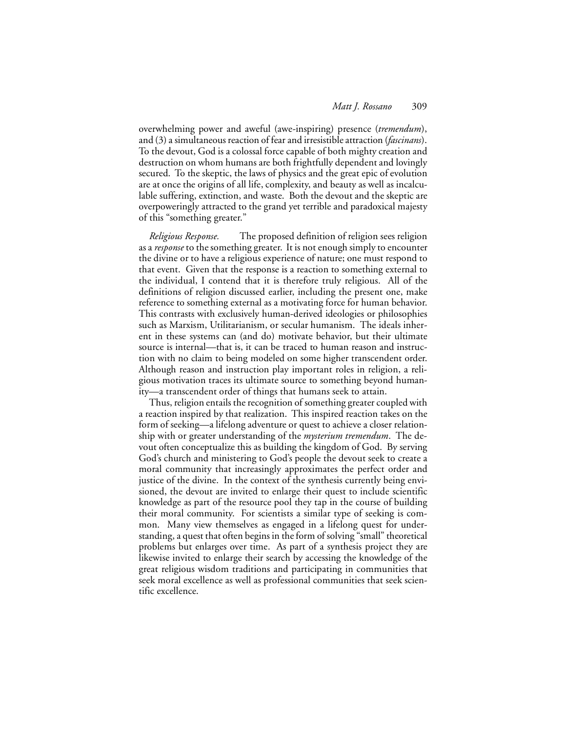overwhelming power and aweful (awe-inspiring) presence (*tremendum*), and (3) a simultaneous reaction of fear and irresistible attraction (*fascinans*). To the devout, God is a colossal force capable of both mighty creation and destruction on whom humans are both frightfully dependent and lovingly secured. To the skeptic, the laws of physics and the great epic of evolution are at once the origins of all life, complexity, and beauty as well as incalculable suffering, extinction, and waste. Both the devout and the skeptic are overpoweringly attracted to the grand yet terrible and paradoxical majesty of this "something greater."

*Religious Response.* The proposed definition of religion sees religion as a *response* to the something greater. It is not enough simply to encounter the divine or to have a religious experience of nature; one must respond to that event. Given that the response is a reaction to something external to the individual, I contend that it is therefore truly religious. All of the definitions of religion discussed earlier, including the present one, make reference to something external as a motivating force for human behavior. This contrasts with exclusively human-derived ideologies or philosophies such as Marxism, Utilitarianism, or secular humanism. The ideals inherent in these systems can (and do) motivate behavior, but their ultimate source is internal—that is, it can be traced to human reason and instruction with no claim to being modeled on some higher transcendent order. Although reason and instruction play important roles in religion, a religious motivation traces its ultimate source to something beyond humanity—a transcendent order of things that humans seek to attain.

Thus, religion entails the recognition of something greater coupled with a reaction inspired by that realization. This inspired reaction takes on the form of seeking—a lifelong adventure or quest to achieve a closer relationship with or greater understanding of the *mysterium tremendum*. The devout often conceptualize this as building the kingdom of God. By serving God's church and ministering to God's people the devout seek to create a moral community that increasingly approximates the perfect order and justice of the divine. In the context of the synthesis currently being envisioned, the devout are invited to enlarge their quest to include scientific knowledge as part of the resource pool they tap in the course of building their moral community. For scientists a similar type of seeking is common. Many view themselves as engaged in a lifelong quest for understanding, a quest that often begins in the form of solving "small" theoretical problems but enlarges over time. As part of a synthesis project they are likewise invited to enlarge their search by accessing the knowledge of the great religious wisdom traditions and participating in communities that seek moral excellence as well as professional communities that seek scientific excellence.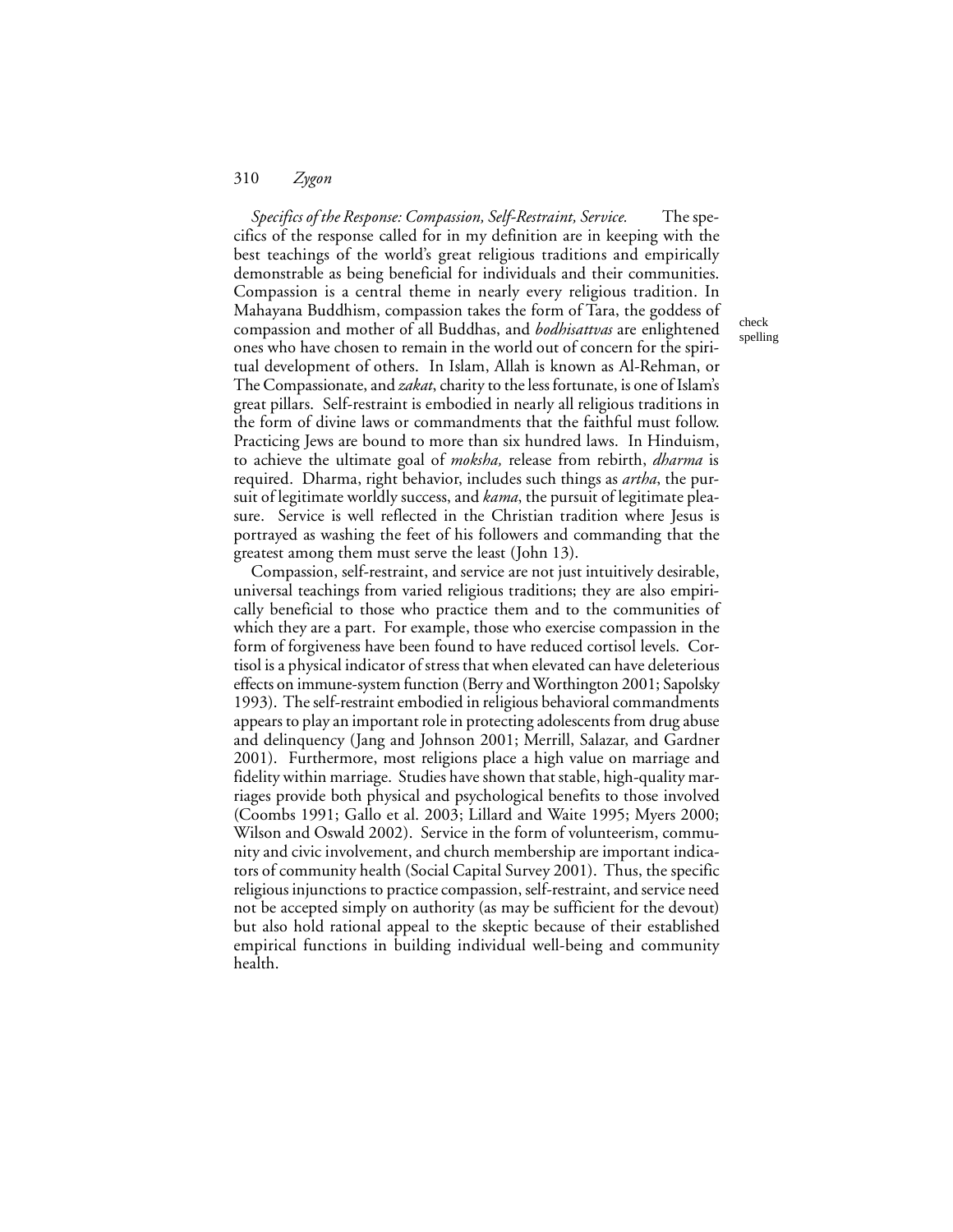*Specifics of the Response: Compassion, Self-Restraint, Service.* The specifics of the response called for in my definition are in keeping with the best teachings of the world's great religious traditions and empirically demonstrable as being beneficial for individuals and their communities. Compassion is a central theme in nearly every religious tradition. In Mahayana Buddhism, compassion takes the form of Tara, the goddess of compassion and mother of all Buddhas, and *bodhisattvas* are enlightened ones who have chosen to remain in the world out of concern for the spiritual development of others. In Islam, Allah is known as Al-Rehman, or The Compassionate, and *zakat*, charity to the less fortunate, is one of Islam's great pillars. Self-restraint is embodied in nearly all religious traditions in the form of divine laws or commandments that the faithful must follow. Practicing Jews are bound to more than six hundred laws. In Hinduism, to achieve the ultimate goal of *moksha,* release from rebirth, *dharma* is required. Dharma, right behavior, includes such things as *artha*, the pursuit of legitimate worldly success, and *kama*, the pursuit of legitimate pleasure. Service is well reflected in the Christian tradition where Jesus is portrayed as washing the feet of his followers and commanding that the greatest among them must serve the least (John 13).

check spelling

Compassion, self-restraint, and service are not just intuitively desirable, universal teachings from varied religious traditions; they are also empirically beneficial to those who practice them and to the communities of which they are a part. For example, those who exercise compassion in the form of forgiveness have been found to have reduced cortisol levels. Cortisol is a physical indicator of stress that when elevated can have deleterious effects on immune-system function (Berry and Worthington 2001; Sapolsky 1993). The self-restraint embodied in religious behavioral commandments appears to play an important role in protecting adolescents from drug abuse and delinquency (Jang and Johnson 2001; Merrill, Salazar, and Gardner 2001). Furthermore, most religions place a high value on marriage and fidelity within marriage. Studies have shown that stable, high-quality marriages provide both physical and psychological benefits to those involved (Coombs 1991; Gallo et al. 2003; Lillard and Waite 1995; Myers 2000; Wilson and Oswald 2002). Service in the form of volunteerism, community and civic involvement, and church membership are important indicators of community health (Social Capital Survey 2001). Thus, the specific religious injunctions to practice compassion, self-restraint, and service need not be accepted simply on authority (as may be sufficient for the devout) but also hold rational appeal to the skeptic because of their established empirical functions in building individual well-being and community health.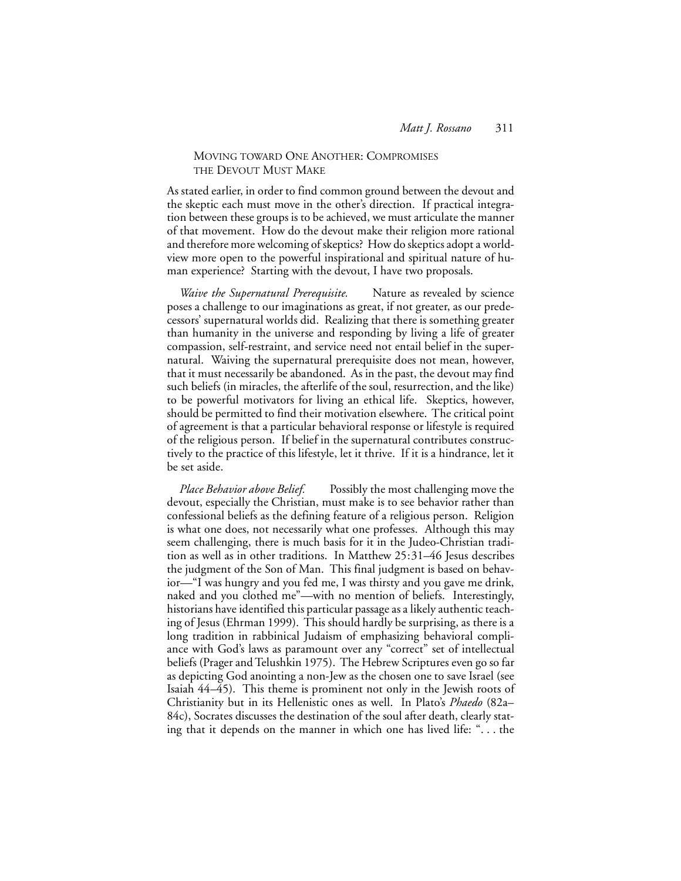## Moving toward One Another: Compromises the Devout Must Make

As stated earlier, in order to find common ground between the devout and the skeptic each must move in the other's direction. If practical integration between these groups is to be achieved, we must articulate the manner of that movement. How do the devout make their religion more rational and therefore more welcoming of skeptics? How do skeptics adopt a worldview more open to the powerful inspirational and spiritual nature of human experience? Starting with the devout, I have two proposals.

*Waive the Supernatural Prerequisite.* Nature as revealed by science poses a challenge to our imaginations as great, if not greater, as our predecessors' supernatural worlds did. Realizing that there is something greater than humanity in the universe and responding by living a life of greater compassion, self-restraint, and service need not entail belief in the supernatural. Waiving the supernatural prerequisite does not mean, however, that it must necessarily be abandoned. As in the past, the devout may find such beliefs (in miracles, the afterlife of the soul, resurrection, and the like) to be powerful motivators for living an ethical life. Skeptics, however, should be permitted to find their motivation elsewhere. The critical point of agreement is that a particular behavioral response or lifestyle is required of the religious person. If belief in the supernatural contributes constructively to the practice of this lifestyle, let it thrive. If it is a hindrance, let it be set aside.

*Place Behavior above Belief.* Possibly the most challenging move the devout, especially the Christian, must make is to see behavior rather than confessional beliefs as the defining feature of a religious person. Religion is what one does, not necessarily what one professes. Although this may seem challenging, there is much basis for it in the Judeo-Christian tradition as well as in other traditions. In Matthew 25:31–46 Jesus describes the judgment of the Son of Man. This final judgment is based on behavior—"I was hungry and you fed me, I was thirsty and you gave me drink, naked and you clothed me"—with no mention of beliefs. Interestingly, historians have identified this particular passage as a likely authentic teaching of Jesus (Ehrman 1999). This should hardly be surprising, as there is a long tradition in rabbinical Judaism of emphasizing behavioral compliance with God's laws as paramount over any "correct" set of intellectual beliefs (Prager and Telushkin 1975). The Hebrew Scriptures even go so far as depicting God anointing a non-Jew as the chosen one to save Israel (see Isaiah 44–45). This theme is prominent not only in the Jewish roots of Christianity but in its Hellenistic ones as well. In Plato's *Phaedo* (82a–84c), Socrates discusses the destination of the soul after death, clearly stating that it depends on the manner in which one has lived life: ". . . the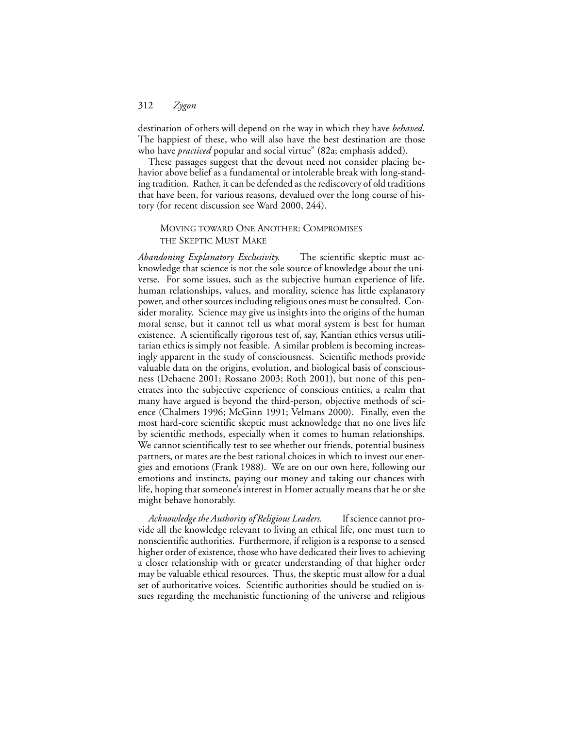destination of others will depend on the way in which they have *behaved*. The happiest of these, who will also have the best destination are those who have *practiced* popular and social virtue" (82a; emphasis added).

These passages suggest that the devout need not consider placing behavior above belief as a fundamental or intolerable break with long-standing tradition. Rather, it can be defended as the rediscovery of old traditions that have been, for various reasons, devalued over the long course of history (for recent discussion see Ward 2000, 244).

## MOVING TOWARD ONE ANOTHER: COMPROMISES THE SKEPTIC MUST MAKE

*Abandoning Explanatory Exclusivity.* The scientific skeptic must acknowledge that science is not the sole source of knowledge about the universe. For some issues, such as the subjective human experience of life, human relationships, values, and morality, science has little explanatory power, and other sources including religious ones must be consulted. Consider morality. Science may give us insights into the origins of the human moral sense, but it cannot tell us what moral system is best for human existence. A scientifically rigorous test of, say, Kantian ethics versus utilitarian ethics is simply not feasible. A similar problem is becoming increasingly apparent in the study of consciousness. Scientific methods provide valuable data on the origins, evolution, and biological basis of consciousness (Dehaene 2001; Rossano 2003; Roth 2001), but none of this penetrates into the subjective experience of conscious entities, a realm that many have argued is beyond the third-person, objective methods of science (Chalmers 1996; McGinn 1991; Velmans 2000). Finally, even the most hard-core scientific skeptic must acknowledge that no one lives life by scientific methods, especially when it comes to human relationships. We cannot scientifically test to see whether our friends, potential business partners, or mates are the best rational choices in which to invest our energies and emotions (Frank 1988). We are on our own here, following our emotions and instincts, paying our money and taking our chances with life, hoping that someone's interest in Homer actually means that he or she might behave honorably.

*Acknowledge the Authority of Religious Leaders.* If science cannot provide all the knowledge relevant to living an ethical life, one must turn to nonscientific authorities. Furthermore, if religion is a response to a sensed higher order of existence, those who have dedicated their lives to achieving a closer relationship with or greater understanding of that higher order may be valuable ethical resources. Thus, the skeptic must allow for a dual set of authoritative voices. Scientific authorities should be studied on issues regarding the mechanistic functioning of the universe and religious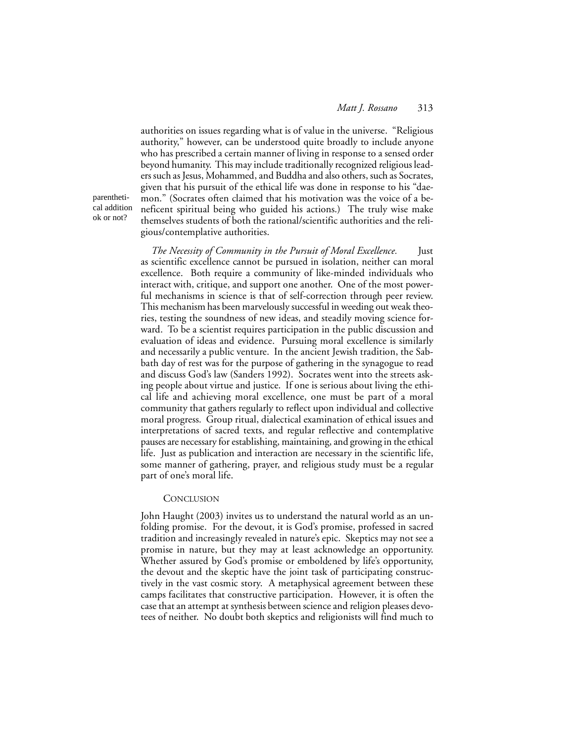authorities on issues regarding what is of value in the universe. "Religious authority," however, can be understood quite broadly to include anyone who has prescribed a certain manner of living in response to a sensed order beyond humanity. This may include traditionally recognized religious leaders such as Jesus, Mohammed, and Buddha and also others, such as Socrates, given that his pursuit of the ethical life was done in response to his "daemon." (Socrates often claimed that his motivation was the voice of a beneficent spiritual being who guided his actions.) The truly wise make themselves students of both the rational/scientific authorities and the religious/contemplative authorities.

parenthetical addition ok or not?

*The Necessity of Community in the Pursuit of Moral Excellence.* Just as scientific excellence cannot be pursued in isolation, neither can moral excellence. Both require a community of like-minded individuals who interact with, critique, and support one another. One of the most powerful mechanisms in science is that of self-correction through peer review. This mechanism has been marvelously successful in weeding out weak theories, testing the soundness of new ideas, and steadily moving science forward. To be a scientist requires participation in the public discussion and evaluation of ideas and evidence. Pursuing moral excellence is similarly and necessarily a public venture. In the ancient Jewish tradition, the Sabbath day of rest was for the purpose of gathering in the synagogue to read and discuss God's law (Sanders 1992). Socrates went into the streets asking people about virtue and justice. If one is serious about living the ethical life and achieving moral excellence, one must be part of a moral community that gathers regularly to reflect upon individual and collective moral progress. Group ritual, dialectical examination of ethical issues and interpretations of sacred texts, and regular reflective and contemplative pauses are necessary for establishing, maintaining, and growing in the ethical life. Just as publication and interaction are necessary in the scientific life, some manner of gathering, prayer, and religious study must be a regular part of one's moral life.

## Conclusion

John Haught (2003) invites us to understand the natural world as an unfolding promise. For the devout, it is God's promise, professed in sacred tradition and increasingly revealed in nature's epic. Skeptics may not see a promise in nature, but they may at least acknowledge an opportunity. Whether assured by God's promise or emboldened by life's opportunity, the devout and the skeptic have the joint task of participating constructively in the vast cosmic story. A metaphysical agreement between these camps facilitates that constructive participation. However, it is often the case that an attempt at synthesis between science and religion pleases devotees of neither. No doubt both skeptics and religionists will find much to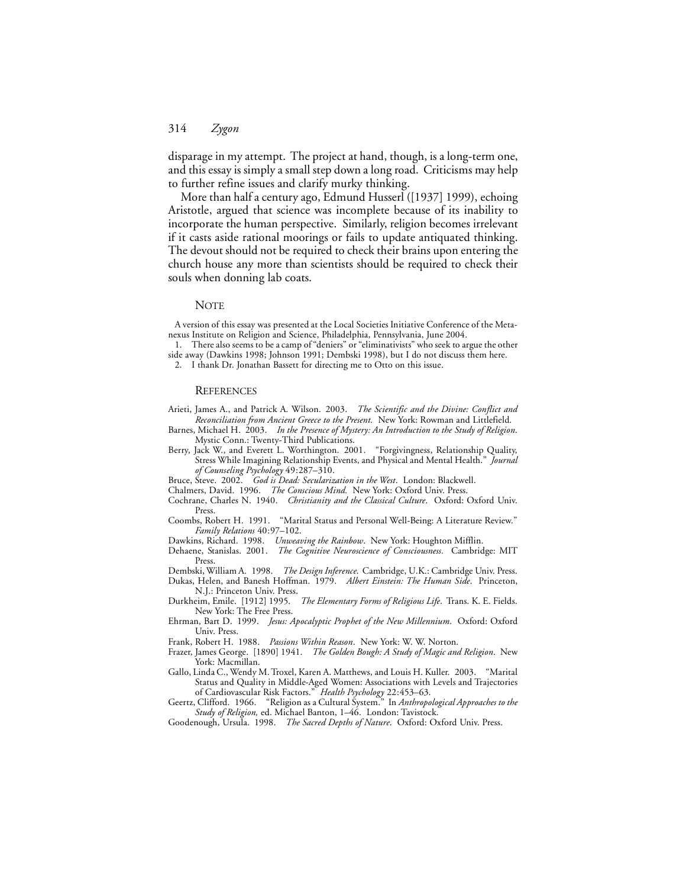disparage in my attempt. The project at hand, though, is a long-term one, and this essay is simply a small step down a long road. Criticisms may help to further refine issues and clarify murky thinking.

More than half a century ago, Edmund Husserl ([1937] 1999), echoing Aristotle, argued that science was incomplete because of its inability to incorporate the human perspective. Similarly, religion becomes irrelevant if it casts aside rational moorings or fails to update antiquated thinking. The devout should not be required to check their brains upon entering the church house any more than scientists should be required to check their souls when donning lab coats.

## NOTE

A version of this essay was presented at the Local Societies Initiative Conference of the Metanexus Institute on Religion and Science, Philadelphia, Pennsylvania, June 2004.

1. There also seems to be a camp of "deniers" or "eliminativists" who seek to argue the other side away (Dawkins 1998; Johnson 1991; Dembski 1998), but I do not discuss them here.
2. I thank Dr. Jonathan Bassett for directing me to Otto on this issue.

## REFERENCES

Arieti, James A., and Patrick A. Wilson. 2003. *The Scientific and the Divine: Conflict and Reconciliation from Ancient Greece to the Present.* New York: Rowman and Littlefield.

Barnes, Michael H. 2003. *In the Presence of Mystery: An Introduction to the Study of Religion*. Mystic Conn.: Twenty-Third Publications.

Berry, Jack W., and Everett L. Worthington. 2001. "Forgivingness, Relationship Quality, Stress While Imagining Relationship Events, and Physical and Mental Health." *Journal of Counseling Psychology* 49:287–310.

Bruce, Steve. 2002. *God is Dead: Secularization in the West*. London: Blackwell.

Chalmers, David. 1996. *The Conscious Mind*. New York: Oxford Univ. Press.

Cochrane, Charles N. 1940. *Christianity and the Classical Culture*. Oxford: Oxford Univ. Press.

Coombs, Robert H. 1991. "Marital Status and Personal Well-Being: A Literature Review." *Family Relations* 40:97–102.

Dawkins, Richard. 1998. *Unweaving the Rainbow*. New York: Houghton Mifflin.

Dehaene, Stanislas. 2001. *The Cognitive Neuroscience of Consciousness.* Cambridge: MIT Press.

Dembski, William A. 1998. *The Design Inference.* Cambridge, U.K.: Cambridge Univ. Press.

Dukas, Helen, and Banesh Hoffman. 1979. *Albert Einstein: The Human Side*. Princeton, N.J.: Princeton Univ. Press.

Durkheim, Emile. [1912] 1995. *The Elementary Forms of Religious Life*. Trans. K. E. Fields. New York: The Free Press.

Ehrman, Bart D. 1999. *Jesus: Apocalyptic Prophet of the New Millennium*. Oxford: Oxford Univ. Press.

Frank, Robert H. 1988. *Passions Within Reason*. New York: W. W. Norton.

Frazer, James George. [1890] 1941. *The Golden Bough: A Study of Magic and Religion*. New York: Macmillan.

Gallo, Linda C., Wendy M. Troxel, Karen A. Matthews, and Louis H. Kuller. 2003. "Marital Status and Quality in Middle-Aged Women: Associations with Levels and Trajectories of Cardiovascular Risk Factors." *Health Psychology* 22:453–63.

Geertz, Clifford. 1966. "Religion as a Cultural System." In *Anthropological Approaches to the Study of Religion,* ed. Michael Banton, 1–46. London: Tavistock.

Goodenough, Ursula. 1998. *The Sacred Depths of Nature*. Oxford: Oxford Univ. Press.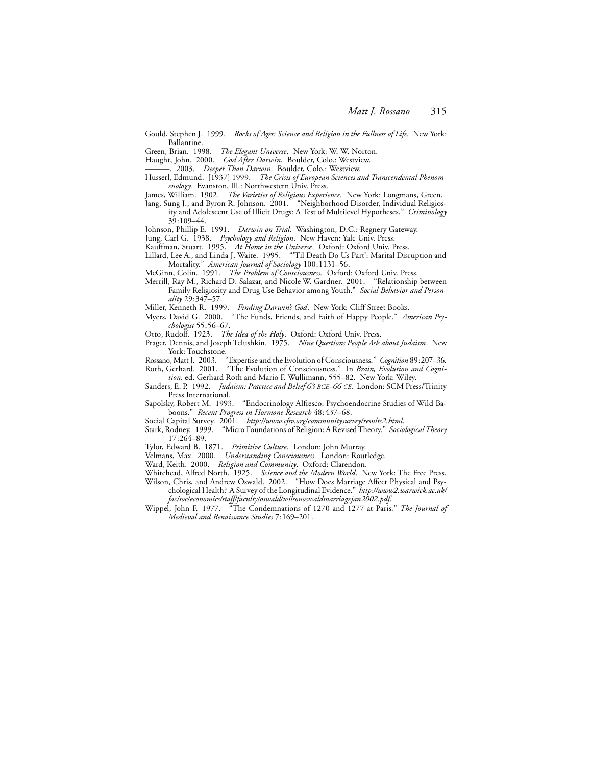Gould, Stephen J. 1999. *Rocks of Ages: Science and Religion in the Fullness of Life*. New York: Ballantine.

Green, Brian. 1998. *The Elegant Universe*. New York: W. W. Norton.

Haught, John. 2000. *God After Darwin*. Boulder, Colo.: Westview.

———. 2003. *Deeper Than Darwin*. Boulder, Colo.: Westview.

Husserl, Edmund. [1937] 1999. *The Crisis of European Sciences and Transcendental Phenomenology*. Evanston, Ill.: Northwestern Univ. Press.

James, William. 1902. *The Varieties of Religious Experience.* New York: Longmans, Green.

Jang, Sung J., and Byron R. Johnson. 2001. "Neighborhood Disorder, Individual Religiosity and Adolescent Use of Illicit Drugs: A Test of Multilevel Hypotheses." *Criminology* 39:109–44.

Johnson, Phillip E. 1991. *Darwin on Trial.* Washington, D.C.: Regnery Gateway.

Jung, Carl G. 1938. *Psychology and Religion*. New Haven: Yale Univ. Press.

Kauffman, Stuart. 1995. *At Home in the Universe*. Oxford: Oxford Univ. Press.

Lillard, Lee A., and Linda J. Waite. 1995. "'Til Death Do Us Part': Marital Disruption and Mortality." *American Journal of Sociology* 100:1131–56.

McGinn, Colin. 1991. *The Problem of Consciousness.* Oxford: Oxford Univ. Press.

Merrill, Ray M., Richard D. Salazar, and Nicole W. Gardner. 2001. "Relationship between Family Religiosity and Drug Use Behavior among Youth." *Social Behavior and Personality* 29:347–57.

Miller, Kenneth R. 1999. *Finding Darwin's God*. New York: Cliff Street Books.

Myers, David G. 2000. "The Funds, Friends, and Faith of Happy People." *American Psychologist* 55:56–67.

Otto, Rudolf. 1923. *The Idea of the Holy*. Oxford: Oxford Univ. Press.

Prager, Dennis, and Joseph Telushkin. 1975. *Nine Questions People Ask about Judaism*. New York: Touchstone.

Rossano, Matt J. 2003. "Expertise and the Evolution of Consciousness." *Cognition* 89:207–36.

Roth, Gerhard. 2001. "The Evolution of Consciousness." In *Brain, Evolution and Cognition,* ed. Gerhard Roth and Mario F. Wullimann, 555–82. New York: Wiley.

Sanders, E. P. 1992. *Judaism: Practice and Belief 63 BCE–66 CE*. London: SCM Press/Trinity Press International.

Sapolsky, Robert M. 1993. "Endocrinology Alfresco: Psychoendocrine Studies of Wild Baboons." *Recent Progress in Hormone Research* 48:437–68.

Social Capital Survey. 2001. *http://www.cfsv.org/communitysurvey/results2.html.*

Stark, Rodney. 1999. "Micro Foundations of Religion: A Revised Theory." *Sociological Theory* 17:264–89.

Tylor, Edward B. 1871. *Primitive Culture*. London: John Murray.

Velmans, Max. 2000. *Understanding Consciousness.* London: Routledge.

Ward, Keith. 2000. *Religion and Community*. Oxford: Clarendon.

Whitehead, Alfred North. 1925. *Science and the Modern World*. New York: The Free Press.

Wilson, Chris, and Andrew Oswald. 2002. "How Does Marriage Affect Physical and Psychological Health? A Survey of the Longitudinal Evidence." *http://www2.warwick.ac.uk/fac/soc/economics/staff/faculty/oswald/wilsonoswaldmarriagejan2002.pdf*.

Wippel, John F. 1977. "The Condemnations of 1270 and 1277 at Paris." *The Journal of Medieval and Renaissance Studies* 7:169–201.